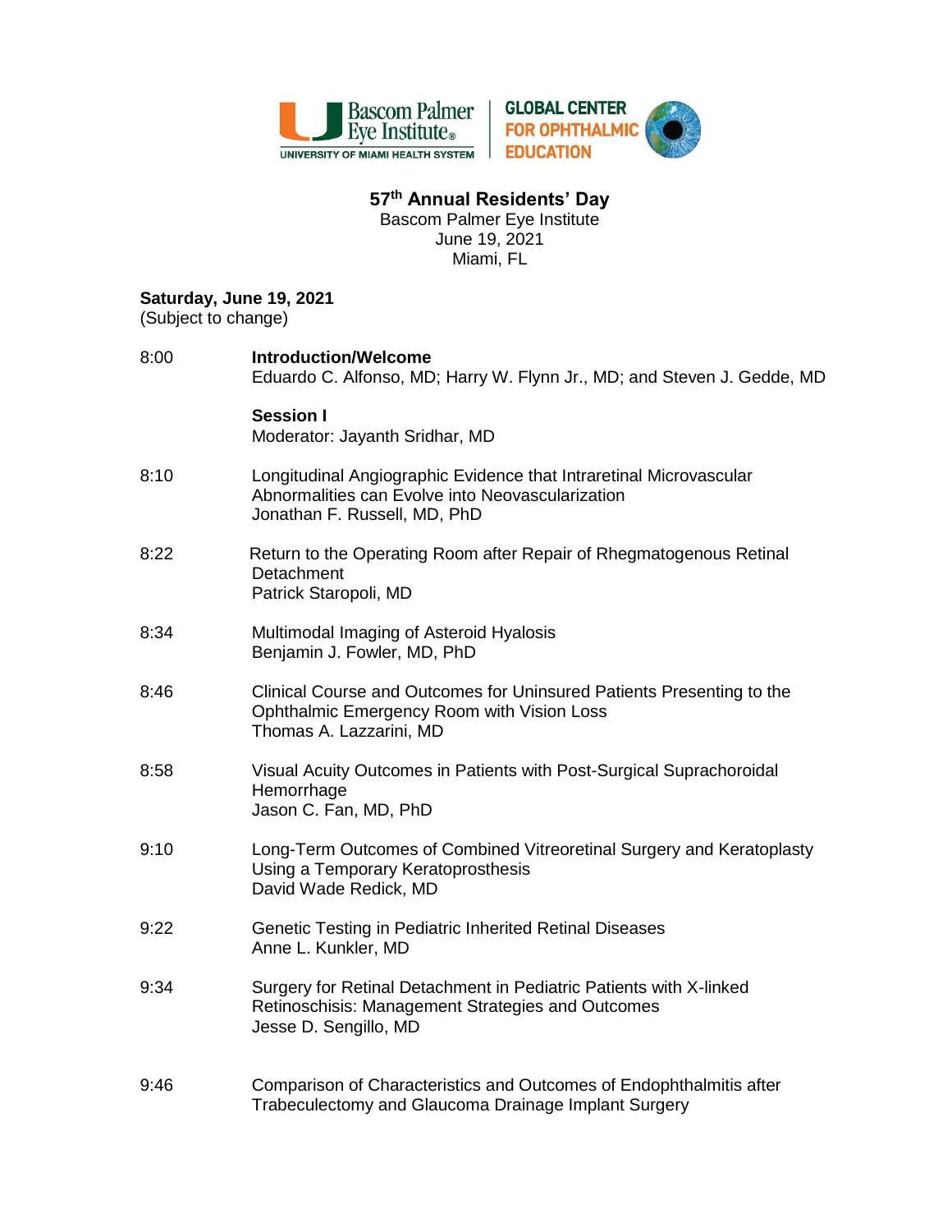Bascom Palmer Eye Institute
UNIVERSITY OF MIAMI HEALTH SYSTEM

GLOBAL CENTER FOR OPHTHALMIC EDUCATION

# 57th Annual Residents' Day

Bascom Palmer Eye Institute
June 19, 2021
Miami, FL

**Saturday, June 19, 2021**
(Subject to change)

8:00 **Introduction/Welcome**
Eduardo C. Alfonso, MD; Harry W. Flynn Jr., MD; and Steven J. Gedde, MD

**Session I**
Moderator: Jayanth Sridhar, MD

8:10 Longitudinal Angiographic Evidence that Intraretinal Microvascular Abnormalities can Evolve into Neovascularization
Jonathan F. Russell, MD, PhD

8:22 Return to the Operating Room after Repair of Rhegmatogenous Retinal Detachment
Patrick Staropoli, MD

8:34 Multimodal Imaging of Asteroid Hyalosis
Benjamin J. Fowler, MD, PhD

8:46 Clinical Course and Outcomes for Uninsured Patients Presenting to the Ophthalmic Emergency Room with Vision Loss
Thomas A. Lazzarini, MD

8:58 Visual Acuity Outcomes in Patients with Post-Surgical Suprachoroidal Hemorrhage
Jason C. Fan, MD, PhD

9:10 Long-Term Outcomes of Combined Vitreoretinal Surgery and Keratoplasty Using a Temporary Keratoprosthesis
David Wade Redick, MD

9:22 Genetic Testing in Pediatric Inherited Retinal Diseases
Anne L. Kunkler, MD

9:34 Surgery for Retinal Detachment in Pediatric Patients with X-linked Retinoschisis: Management Strategies and Outcomes
Jesse D. Sengillo, MD

9:46 Comparison of Characteristics and Outcomes of Endophthalmitis after Trabeculectomy and Glaucoma Drainage Implant Surgery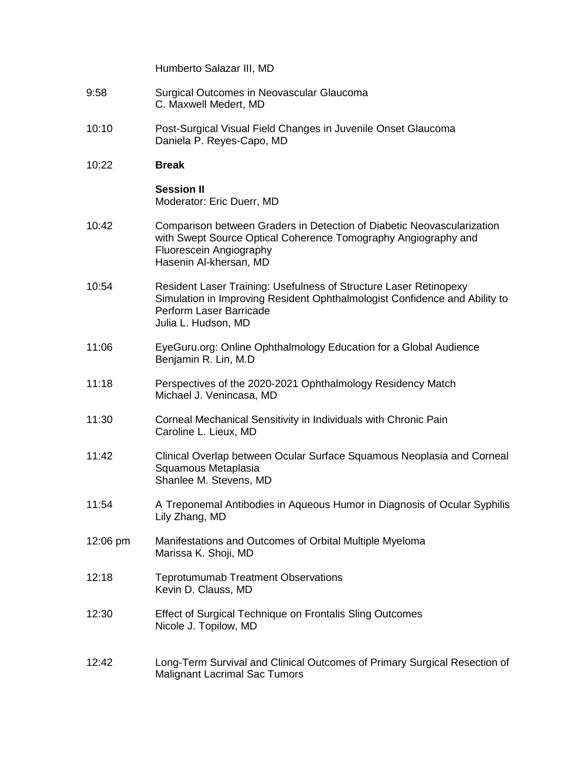Humberto Salazar III, MD

9:58 Surgical Outcomes in Neovascular Glaucoma
C. Maxwell Medert, MD

10:10 Post-Surgical Visual Field Changes in Juvenile Onset Glaucoma
Daniela P. Reyes-Capo, MD

10:22 **Break**

**Session II**
Moderator: Eric Duerr, MD

10:42 Comparison between Graders in Detection of Diabetic Neovascularization with Swept Source Optical Coherence Tomography Angiography and Fluorescein Angiography
Hasenin Al-khersan, MD

10:54 Resident Laser Training: Usefulness of Structure Laser Retinopexy Simulation in Improving Resident Ophthalmologist Confidence and Ability to Perform Laser Barricade
Julia L. Hudson, MD

11:06 EyeGuru.org: Online Ophthalmology Education for a Global Audience
Benjamin R. Lin, M.D

11:18 Perspectives of the 2020-2021 Ophthalmology Residency Match
Michael J. Venincasa, MD

11:30 Corneal Mechanical Sensitivity in Individuals with Chronic Pain
Caroline L. Lieux, MD

11:42 Clinical Overlap between Ocular Surface Squamous Neoplasia and Corneal Squamous Metaplasia
Shanlee M. Stevens, MD

11:54 A Treponemal Antibodies in Aqueous Humor in Diagnosis of Ocular Syphilis
Lily Zhang, MD

12:06 pm Manifestations and Outcomes of Orbital Multiple Myeloma
Marissa K. Shoji, MD

12:18 Teprotumumab Treatment Observations
Kevin D. Clauss, MD

12:30 Effect of Surgical Technique on Frontalis Sling Outcomes
Nicole J. Topilow, MD

12:42 Long-Term Survival and Clinical Outcomes of Primary Surgical Resection of Malignant Lacrimal Sac Tumors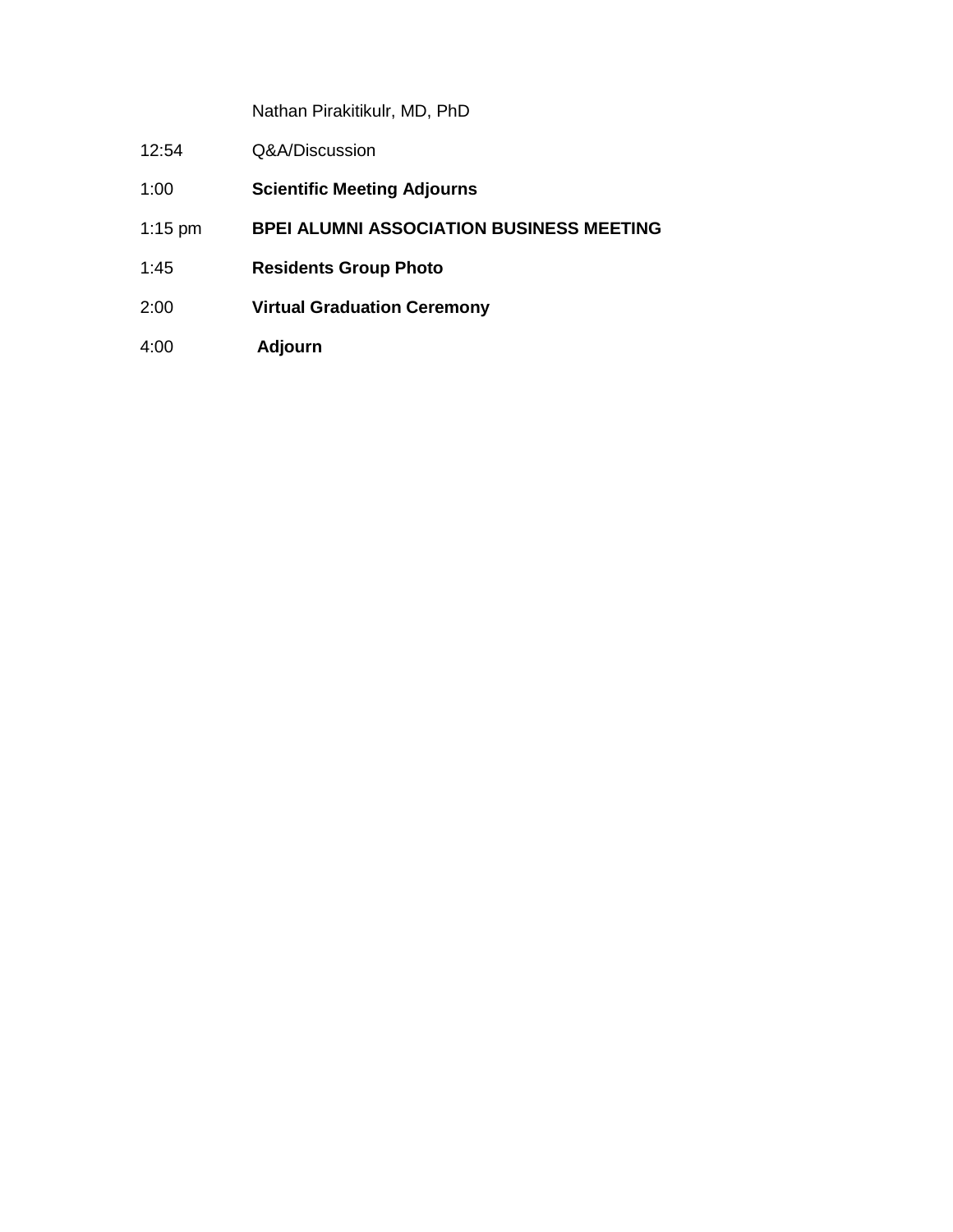|  |  |
|---|---|
|  | Nathan Pirakitikulr, MD, PhD |
| 12:54 | Q&A/Discussion |
| 1:00 | **Scientific Meeting Adjourns** |
| 1:15 pm | **BPEI ALUMNI ASSOCIATION BUSINESS MEETING** |
| 1:45 | **Residents Group Photo** |
| 2:00 | **Virtual Graduation Ceremony** |
| 4:00 | **Adjourn** |